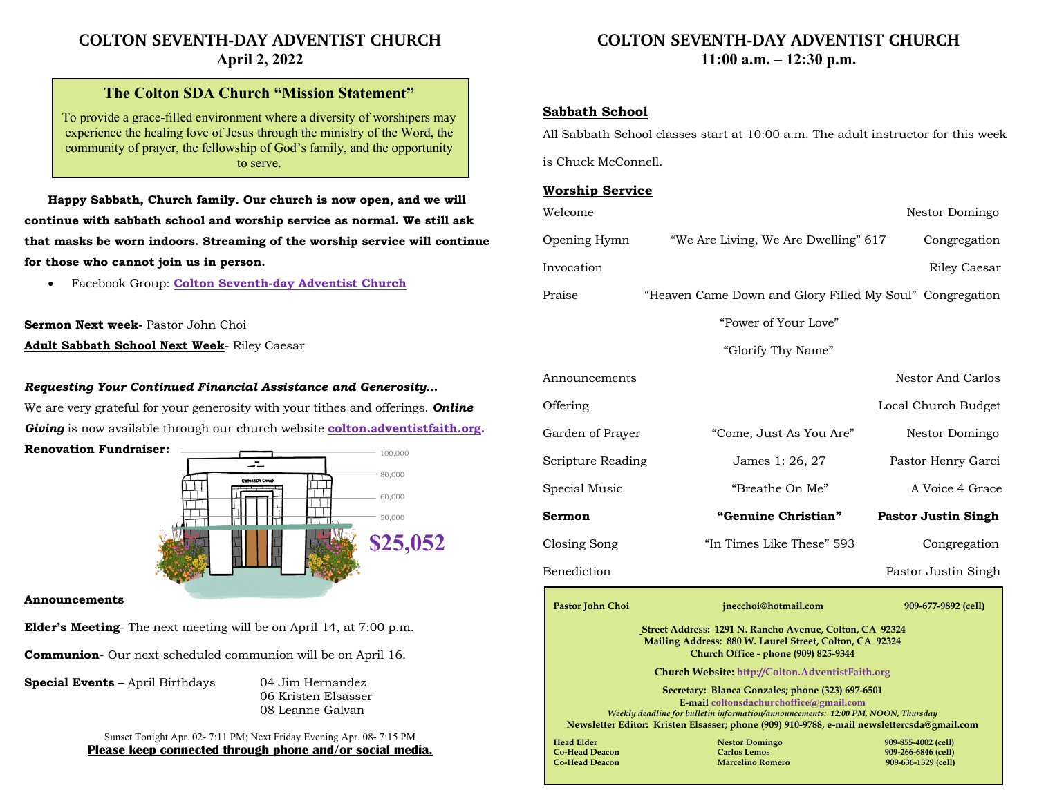# COLTON SEVENTH-DAY ADVENTIST CHURCH
**April 2, 2022**

## The Colton SDA Church "Mission Statement"

To provide a grace-filled environment where a diversity of worshipers may experience the healing love of Jesus through the ministry of the Word, the community of prayer, the fellowship of God's family, and the opportunity to serve.

**Happy Sabbath, Church family. Our church is now open, and we will continue with sabbath school and worship service as normal. We still ask that masks be worn indoors. Streaming of the worship service will continue for those who cannot join us in person.**

- Facebook Group: **Colton Seventh-day Adventist Church**

**Sermon Next week-** Pastor John Choi
**Adult Sabbath School Next Week**- Riley Caesar

***Requesting Your Continued Financial Assistance and Generosity…***

We are very grateful for your generosity with your tithes and offerings. ***Online Giving*** is now available through our church website **colton.adventistfaith.org.**

**Renovation Fundraiser:**

100,000
80,000
60,000
50,000

**$25,052**

### Announcements

**Elder's Meeting**- The next meeting will be on April 14, at 7:00 p.m.

**Communion**- Our next scheduled communion will be on April 16.

**Special Events** – April Birthdays
04 Jim Hernandez
06 Kristen Elsasser
08 Leanne Galvan

Sunset Tonight Apr. 02- 7:11 PM; Next Friday Evening Apr. 08- 7:15 PM

**Please keep connected through phone and/or social media.**

# COLTON SEVENTH-DAY ADVENTIST CHURCH
**11:00 a.m. – 12:30 p.m.**

### Sabbath School

All Sabbath School classes start at 10:00 a.m. The adult instructor for this week is Chuck McConnell.

### Worship Service

| | | |
|---|---|---|
| Welcome | | Nestor Domingo |
| Opening Hymn | "We Are Living, We Are Dwelling" 617 | Congregation |
| Invocation | | Riley Caesar |
| Praise | "Heaven Came Down and Glory Filled My Soul" | Congregation |
| | "Power of Your Love" | |
| | "Glorify Thy Name" | |
| Announcements | | Nestor And Carlos |
| Offering | | Local Church Budget |
| Garden of Prayer | "Come, Just As You Are" | Nestor Domingo |
| Scripture Reading | James 1: 26, 27 | Pastor Henry Garci |
| Special Music | "Breathe On Me" | A Voice 4 Grace |
| **Sermon** | **"Genuine Christian"** | **Pastor Justin Singh** |
| Closing Song | "In Times Like These" 593 | Congregation |
| Benediction | | Pastor Justin Singh |

**Pastor John Choi** jnecchoi@hotmail.com 909-677-9892 (cell)

**Street Address: 1291 N. Rancho Avenue, Colton, CA 92324**
**Mailing Address: 880 W. Laurel Street, Colton, CA 92324**
**Church Office - phone (909) 825-9344**

**Church Website: http://Colton.AdventistFaith.org**

**Secretary: Blanca Gonzales; phone (323) 697-6501**
**E-mail coltonsdachurchoffice@gmail.com**
*Weekly deadline for bulletin information/announcements: 12:00 PM, NOON, Thursday*
**Newsletter Editor: Kristen Elsasser; phone (909) 910-9788, e-mail newslettercsda@gmail.com**

| | | |
|---|---|---|
| **Head Elder** | **Nestor Domingo** | **909-855-4002 (cell)** |
| **Co-Head Deacon** | **Carlos Lemos** | **909-266-6846 (cell)** |
| **Co-Head Deacon** | **Marcelino Romero** | **909-636-1329 (cell)** |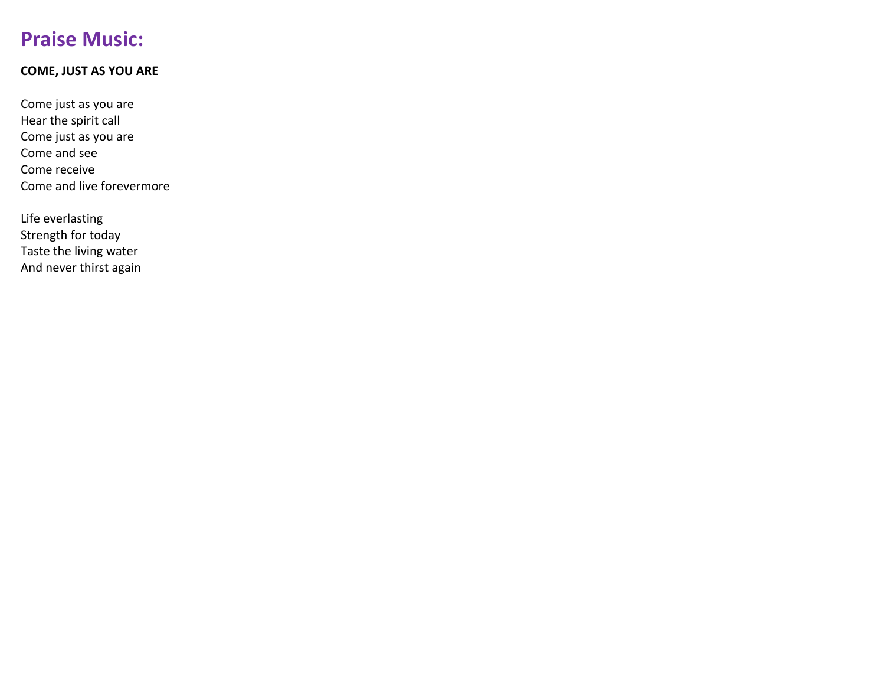# Praise Music:

**COME, JUST AS YOU ARE**

Come just as you are
Hear the spirit call
Come just as you are
Come and see
Come receive
Come and live forevermore

Life everlasting
Strength for today
Taste the living water
And never thirst again